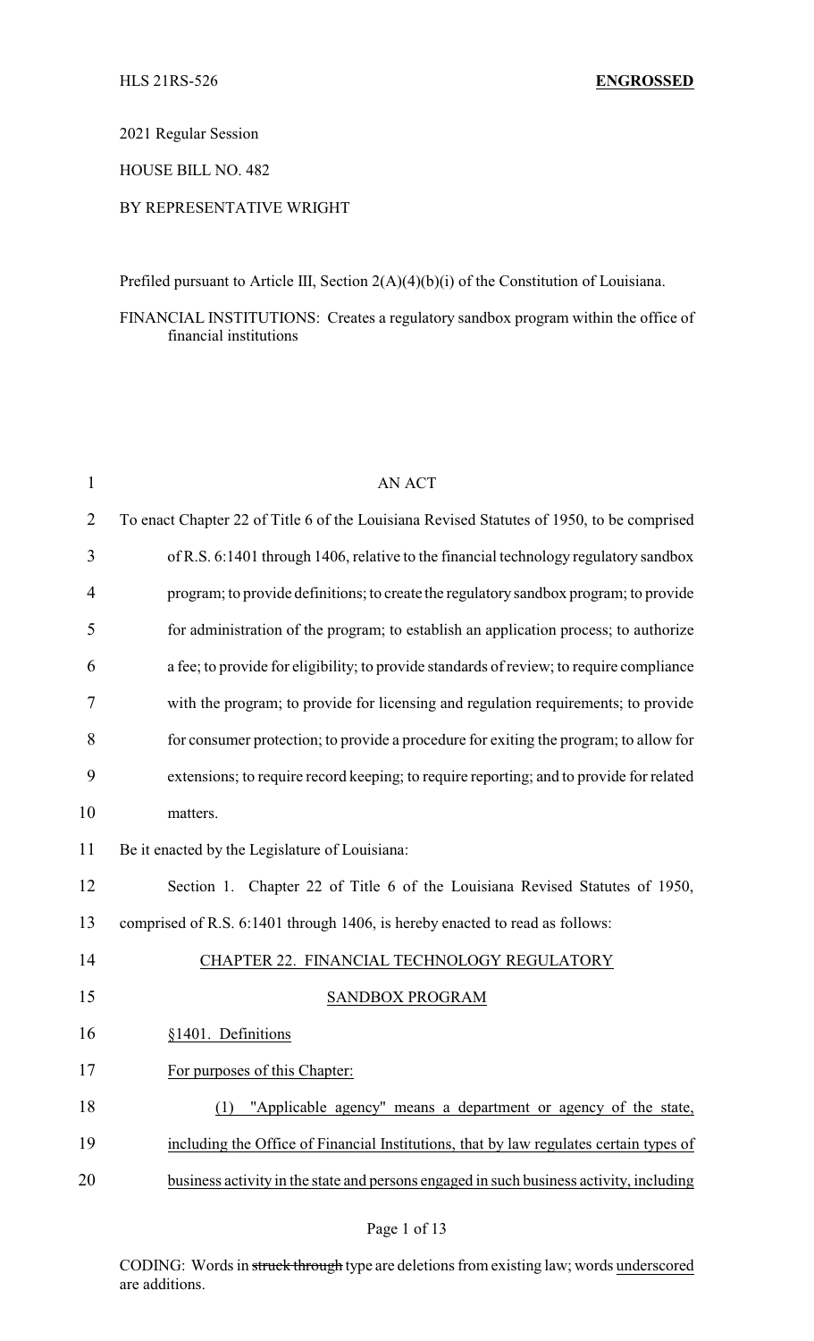HLS 21RS-526 **ENGROSSED**

2021 Regular Session

HOUSE BILL NO. 482

BY REPRESENTATIVE WRIGHT

Prefiled pursuant to Article III, Section 2(A)(4)(b)(i) of the Constitution of Louisiana.

FINANCIAL INSTITUTIONS: Creates a regulatory sandbox program within the office of financial institutions

AN ACT

To enact Chapter 22 of Title 6 of the Louisiana Revised Statutes of 1950, to be comprised of R.S. 6:1401 through 1406, relative to the financial technology regulatory sandbox program; to provide definitions; to create the regulatory sandbox program; to provide for administration of the program; to establish an application process; to authorize a fee; to provide for eligibility; to provide standards of review; to require compliance with the program; to provide for licensing and regulation requirements; to provide for consumer protection; to provide a procedure for exiting the program; to allow for extensions; to require record keeping; to require reporting; and to provide for related matters.

Be it enacted by the Legislature of Louisiana:

Section 1. Chapter 22 of Title 6 of the Louisiana Revised Statutes of 1950, comprised of R.S. 6:1401 through 1406, is hereby enacted to read as follows:

CHAPTER 22. FINANCIAL TECHNOLOGY REGULATORY SANDBOX PROGRAM

§1401. Definitions

For purposes of this Chapter:

(1) "Applicable agency" means a department or agency of the state, including the Office of Financial Institutions, that by law regulates certain types of business activity in the state and persons engaged in such business activity, including

CODING: Words in ~~struck through~~ type are deletions from existing law; words underscored are additions.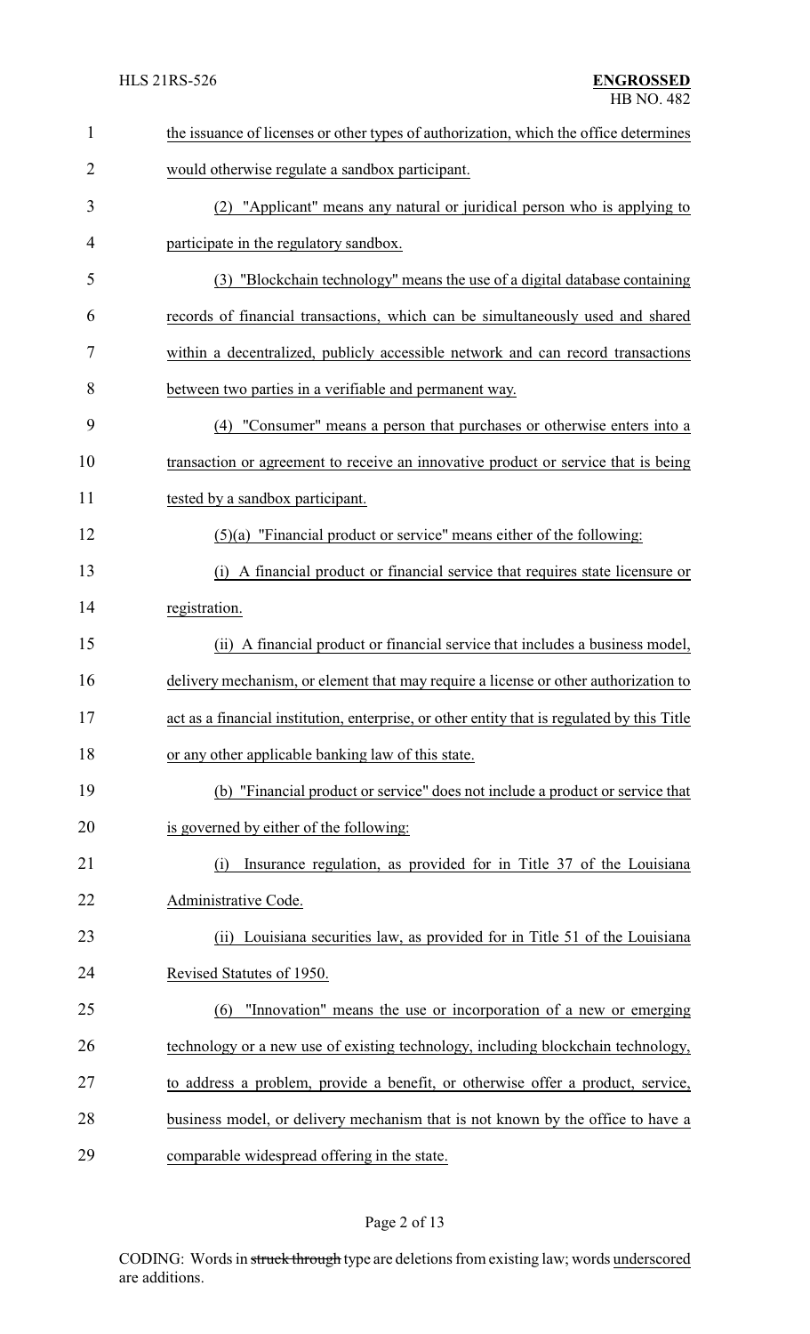the issuance of licenses or other types of authorization, which the office determines would otherwise regulate a sandbox participant.

(2) "Applicant" means any natural or juridical person who is applying to participate in the regulatory sandbox.

(3) "Blockchain technology" means the use of a digital database containing records of financial transactions, which can be simultaneously used and shared within a decentralized, publicly accessible network and can record transactions between two parties in a verifiable and permanent way.

(4) "Consumer" means a person that purchases or otherwise enters into a transaction or agreement to receive an innovative product or service that is being tested by a sandbox participant.

(5)(a) "Financial product or service" means either of the following:

(i) A financial product or financial service that requires state licensure or registration.

(ii) A financial product or financial service that includes a business model, delivery mechanism, or element that may require a license or other authorization to act as a financial institution, enterprise, or other entity that is regulated by this Title or any other applicable banking law of this state.

(b) "Financial product or service" does not include a product or service that is governed by either of the following:

(i) Insurance regulation, as provided for in Title 37 of the Louisiana Administrative Code.

(ii) Louisiana securities law, as provided for in Title 51 of the Louisiana Revised Statutes of 1950.

(6) "Innovation" means the use or incorporation of a new or emerging technology or a new use of existing technology, including blockchain technology, to address a problem, provide a benefit, or otherwise offer a product, service, business model, or delivery mechanism that is not known by the office to have a comparable widespread offering in the state.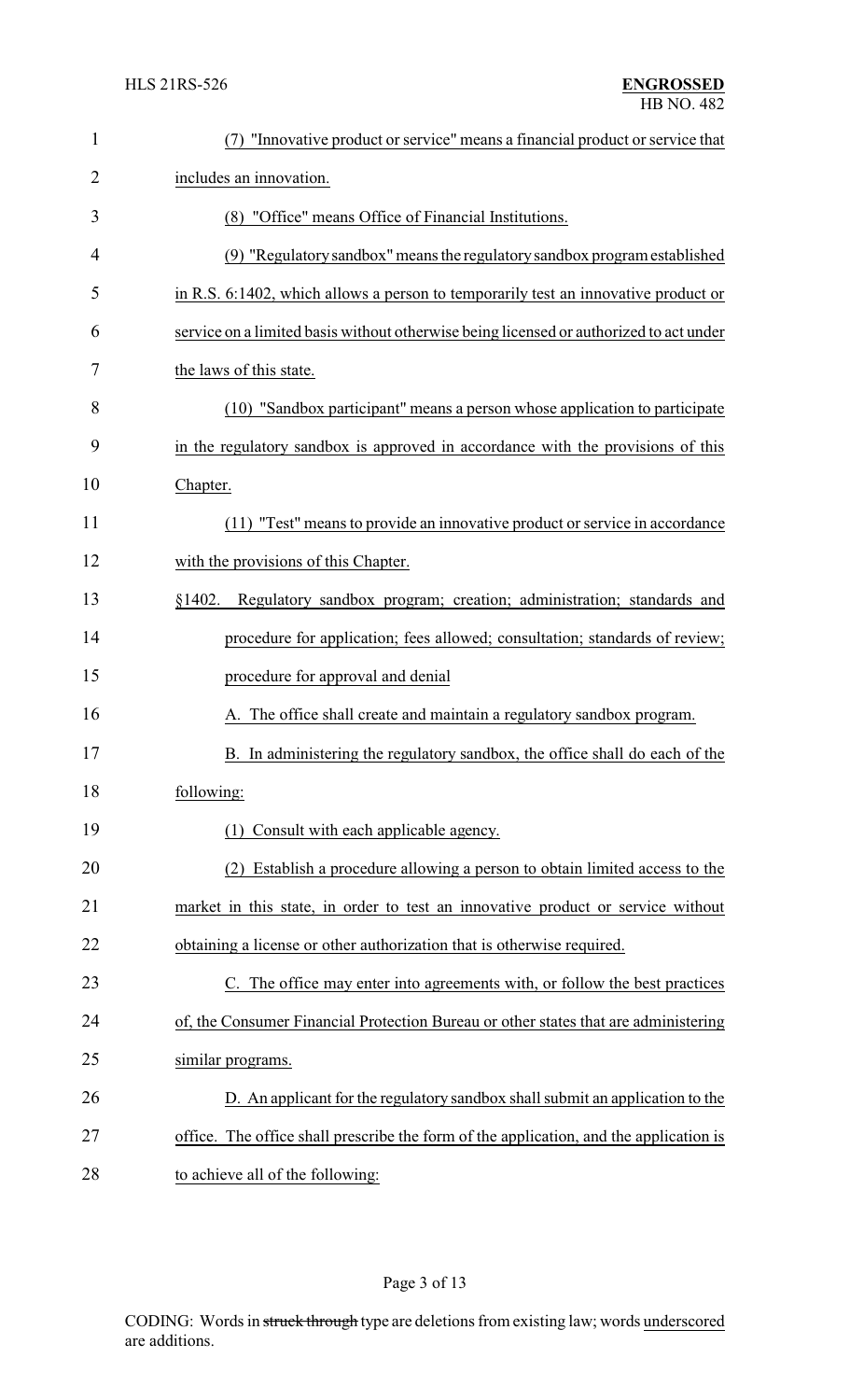(7) "Innovative product or service" means a financial product or service that includes an innovation.

(8) "Office" means Office of Financial Institutions.

(9) "Regulatory sandbox" means the regulatory sandbox program established in R.S. 6:1402, which allows a person to temporarily test an innovative product or service on a limited basis without otherwise being licensed or authorized to act under the laws of this state.

(10) "Sandbox participant" means a person whose application to participate in the regulatory sandbox is approved in accordance with the provisions of this Chapter.

(11) "Test" means to provide an innovative product or service in accordance with the provisions of this Chapter.

§1402. Regulatory sandbox program; creation; administration; standards and procedure for application; fees allowed; consultation; standards of review; procedure for approval and denial

A. The office shall create and maintain a regulatory sandbox program.

B. In administering the regulatory sandbox, the office shall do each of the following:

(1) Consult with each applicable agency.

(2) Establish a procedure allowing a person to obtain limited access to the market in this state, in order to test an innovative product or service without obtaining a license or other authorization that is otherwise required.

C. The office may enter into agreements with, or follow the best practices of, the Consumer Financial Protection Bureau or other states that are administering similar programs.

D. An applicant for the regulatory sandbox shall submit an application to the office. The office shall prescribe the form of the application, and the application is to achieve all of the following: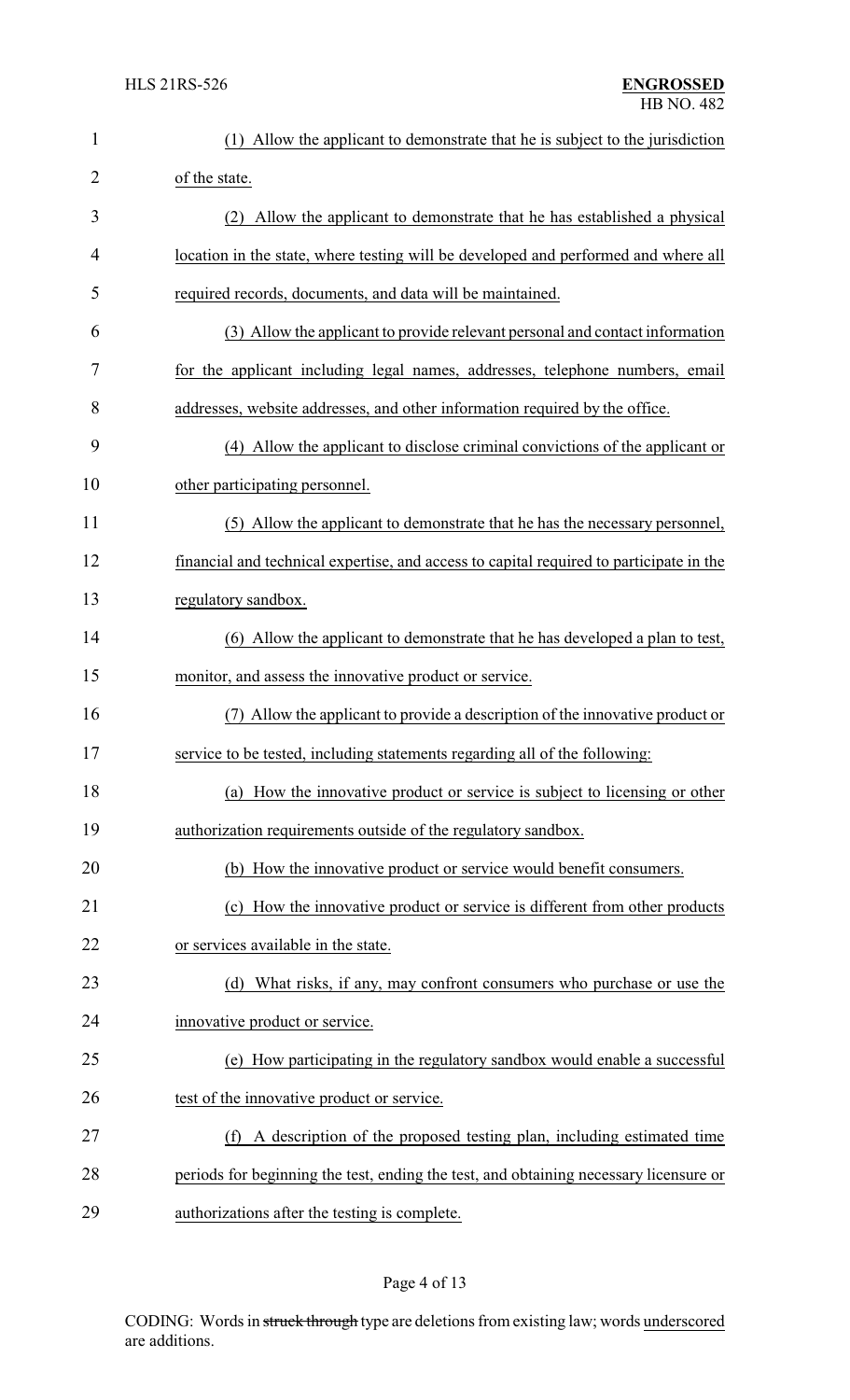(1) Allow the applicant to demonstrate that he is subject to the jurisdiction of the state.

(2) Allow the applicant to demonstrate that he has established a physical location in the state, where testing will be developed and performed and where all required records, documents, and data will be maintained.

(3) Allow the applicant to provide relevant personal and contact information for the applicant including legal names, addresses, telephone numbers, email addresses, website addresses, and other information required by the office.

(4) Allow the applicant to disclose criminal convictions of the applicant or other participating personnel.

(5) Allow the applicant to demonstrate that he has the necessary personnel, financial and technical expertise, and access to capital required to participate in the regulatory sandbox.

(6) Allow the applicant to demonstrate that he has developed a plan to test, monitor, and assess the innovative product or service.

(7) Allow the applicant to provide a description of the innovative product or service to be tested, including statements regarding all of the following:

(a) How the innovative product or service is subject to licensing or other authorization requirements outside of the regulatory sandbox.

(b) How the innovative product or service would benefit consumers.

(c) How the innovative product or service is different from other products or services available in the state.

(d) What risks, if any, may confront consumers who purchase or use the innovative product or service.

(e) How participating in the regulatory sandbox would enable a successful test of the innovative product or service.

(f) A description of the proposed testing plan, including estimated time periods for beginning the test, ending the test, and obtaining necessary licensure or authorizations after the testing is complete.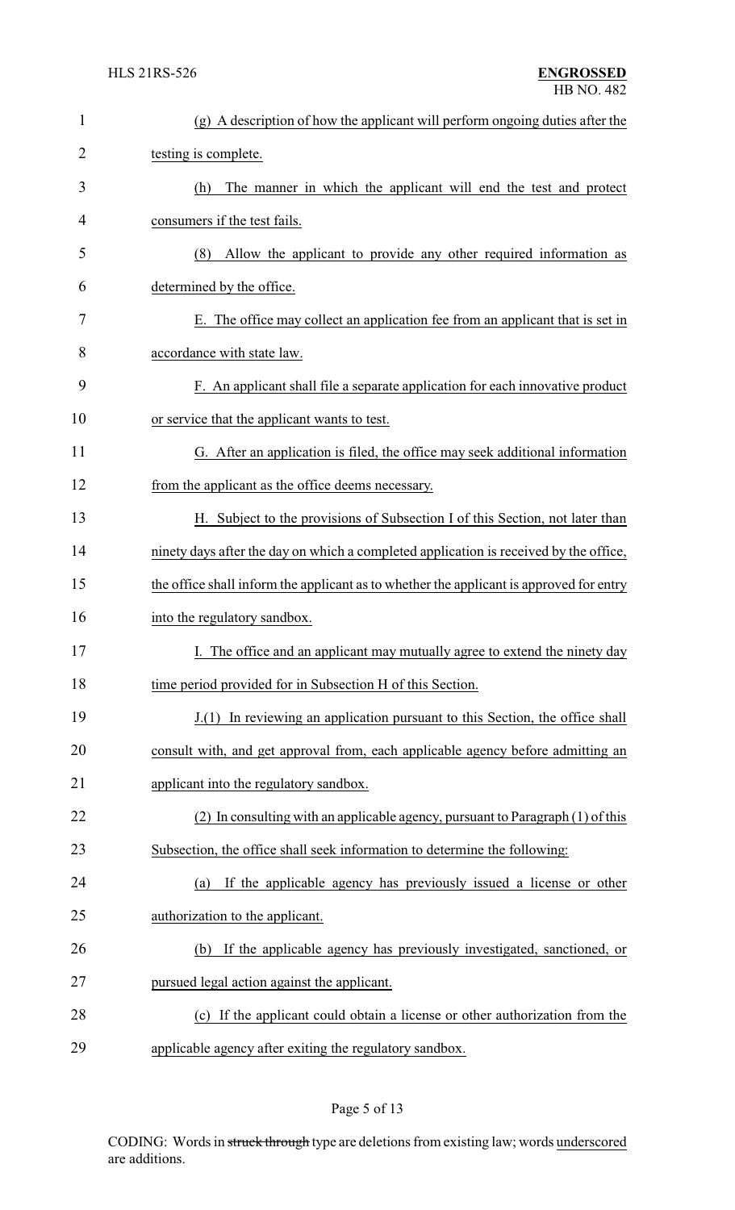(g) A description of how the applicant will perform ongoing duties after the testing is complete.

(h) The manner in which the applicant will end the test and protect consumers if the test fails.

(8) Allow the applicant to provide any other required information as determined by the office.

E. The office may collect an application fee from an applicant that is set in accordance with state law.

F. An applicant shall file a separate application for each innovative product or service that the applicant wants to test.

G. After an application is filed, the office may seek additional information from the applicant as the office deems necessary.

H. Subject to the provisions of Subsection I of this Section, not later than ninety days after the day on which a completed application is received by the office, the office shall inform the applicant as to whether the applicant is approved for entry into the regulatory sandbox.

I. The office and an applicant may mutually agree to extend the ninety day time period provided for in Subsection H of this Section.

J.(1) In reviewing an application pursuant to this Section, the office shall consult with, and get approval from, each applicable agency before admitting an applicant into the regulatory sandbox.

(2) In consulting with an applicable agency, pursuant to Paragraph (1) of this Subsection, the office shall seek information to determine the following:

(a) If the applicable agency has previously issued a license or other authorization to the applicant.

(b) If the applicable agency has previously investigated, sanctioned, or pursued legal action against the applicant.

(c) If the applicant could obtain a license or other authorization from the applicable agency after exiting the regulatory sandbox.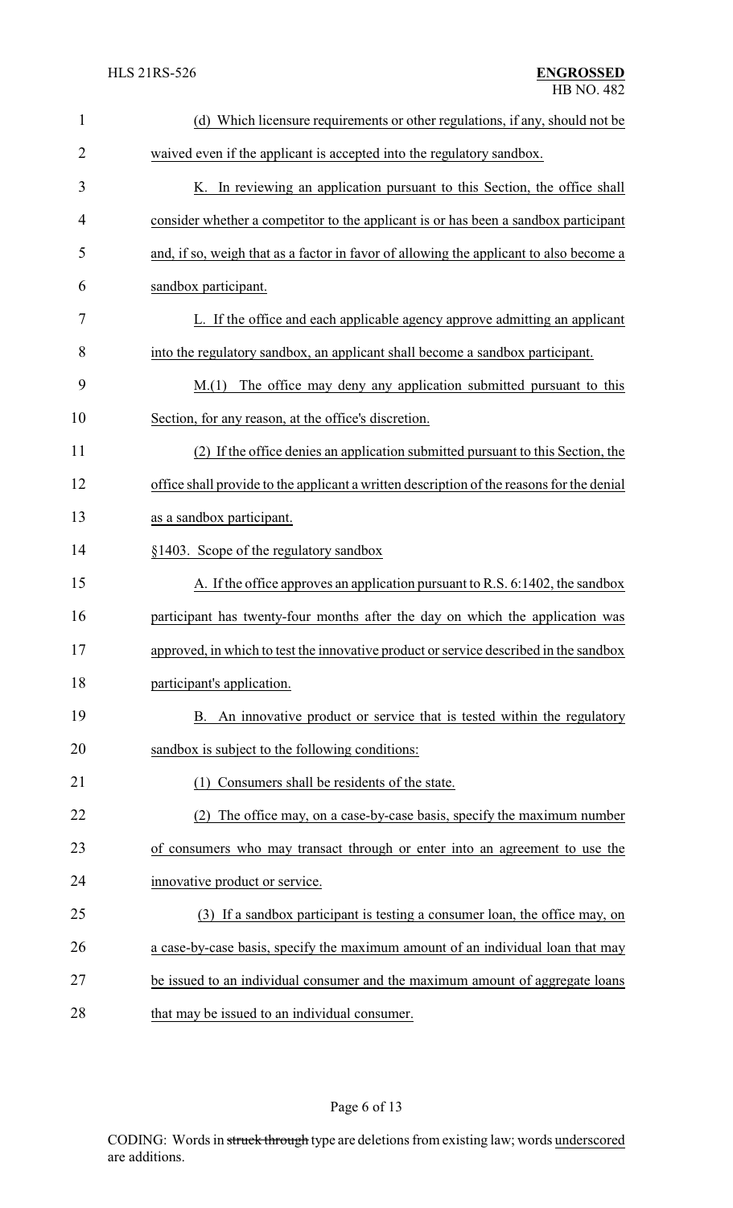(d) Which licensure requirements or other regulations, if any, should not be waived even if the applicant is accepted into the regulatory sandbox.

K. In reviewing an application pursuant to this Section, the office shall consider whether a competitor to the applicant is or has been a sandbox participant and, if so, weigh that as a factor in favor of allowing the applicant to also become a sandbox participant.

L. If the office and each applicable agency approve admitting an applicant into the regulatory sandbox, an applicant shall become a sandbox participant.

M.(1) The office may deny any application submitted pursuant to this Section, for any reason, at the office's discretion.

(2) If the office denies an application submitted pursuant to this Section, the office shall provide to the applicant a written description of the reasons for the denial as a sandbox participant.

§1403. Scope of the regulatory sandbox

A. If the office approves an application pursuant to R.S. 6:1402, the sandbox participant has twenty-four months after the day on which the application was approved, in which to test the innovative product or service described in the sandbox participant's application.

B. An innovative product or service that is tested within the regulatory sandbox is subject to the following conditions:

(1) Consumers shall be residents of the state.

(2) The office may, on a case-by-case basis, specify the maximum number of consumers who may transact through or enter into an agreement to use the innovative product or service.

(3) If a sandbox participant is testing a consumer loan, the office may, on a case-by-case basis, specify the maximum amount of an individual loan that may be issued to an individual consumer and the maximum amount of aggregate loans that may be issued to an individual consumer.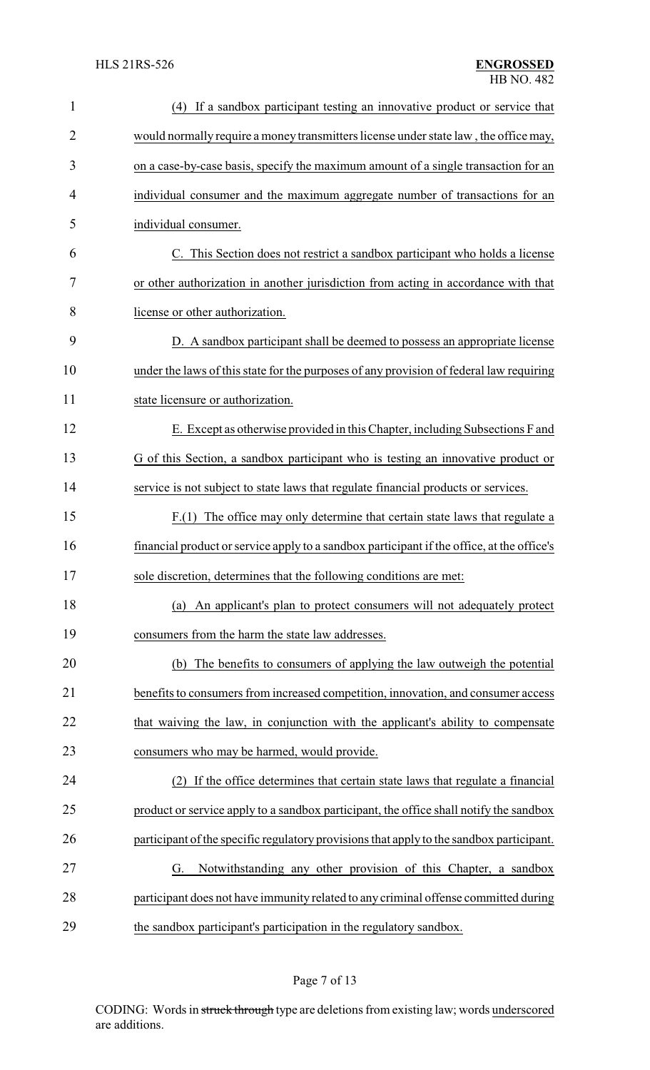(4) If a sandbox participant testing an innovative product or service that would normally require a money transmitters license under state law , the office may, on a case-by-case basis, specify the maximum amount of a single transaction for an individual consumer and the maximum aggregate number of transactions for an individual consumer.

C. This Section does not restrict a sandbox participant who holds a license or other authorization in another jurisdiction from acting in accordance with that license or other authorization.

D. A sandbox participant shall be deemed to possess an appropriate license under the laws of this state for the purposes of any provision of federal law requiring state licensure or authorization.

E. Except as otherwise provided in this Chapter, including Subsections F and G of this Section, a sandbox participant who is testing an innovative product or service is not subject to state laws that regulate financial products or services.

F.(1) The office may only determine that certain state laws that regulate a financial product or service apply to a sandbox participant if the office, at the office's sole discretion, determines that the following conditions are met:

(a) An applicant's plan to protect consumers will not adequately protect consumers from the harm the state law addresses.

(b) The benefits to consumers of applying the law outweigh the potential benefits to consumers from increased competition, innovation, and consumer access that waiving the law, in conjunction with the applicant's ability to compensate consumers who may be harmed, would provide.

(2) If the office determines that certain state laws that regulate a financial product or service apply to a sandbox participant, the office shall notify the sandbox participant of the specific regulatory provisions that apply to the sandbox participant.

G. Notwithstanding any other provision of this Chapter, a sandbox participant does not have immunity related to any criminal offense committed during the sandbox participant's participation in the regulatory sandbox.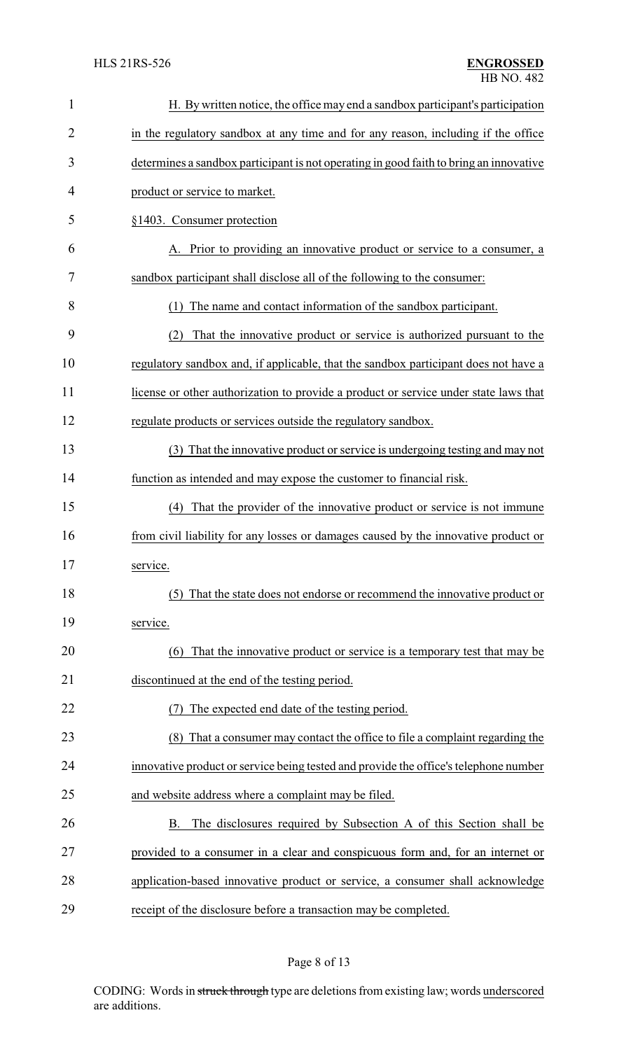H. By written notice, the office may end a sandbox participant's participation in the regulatory sandbox at any time and for any reason, including if the office determines a sandbox participant is not operating in good faith to bring an innovative product or service to market.

§1403. Consumer protection

A. Prior to providing an innovative product or service to a consumer, a sandbox participant shall disclose all of the following to the consumer:

(1) The name and contact information of the sandbox participant.

(2) That the innovative product or service is authorized pursuant to the regulatory sandbox and, if applicable, that the sandbox participant does not have a license or other authorization to provide a product or service under state laws that regulate products or services outside the regulatory sandbox.

(3) That the innovative product or service is undergoing testing and may not function as intended and may expose the customer to financial risk.

(4) That the provider of the innovative product or service is not immune from civil liability for any losses or damages caused by the innovative product or service.

(5) That the state does not endorse or recommend the innovative product or service.

(6) That the innovative product or service is a temporary test that may be discontinued at the end of the testing period.

(7) The expected end date of the testing period.

(8) That a consumer may contact the office to file a complaint regarding the innovative product or service being tested and provide the office's telephone number and website address where a complaint may be filed.

B. The disclosures required by Subsection A of this Section shall be provided to a consumer in a clear and conspicuous form and, for an internet or application-based innovative product or service, a consumer shall acknowledge receipt of the disclosure before a transaction may be completed.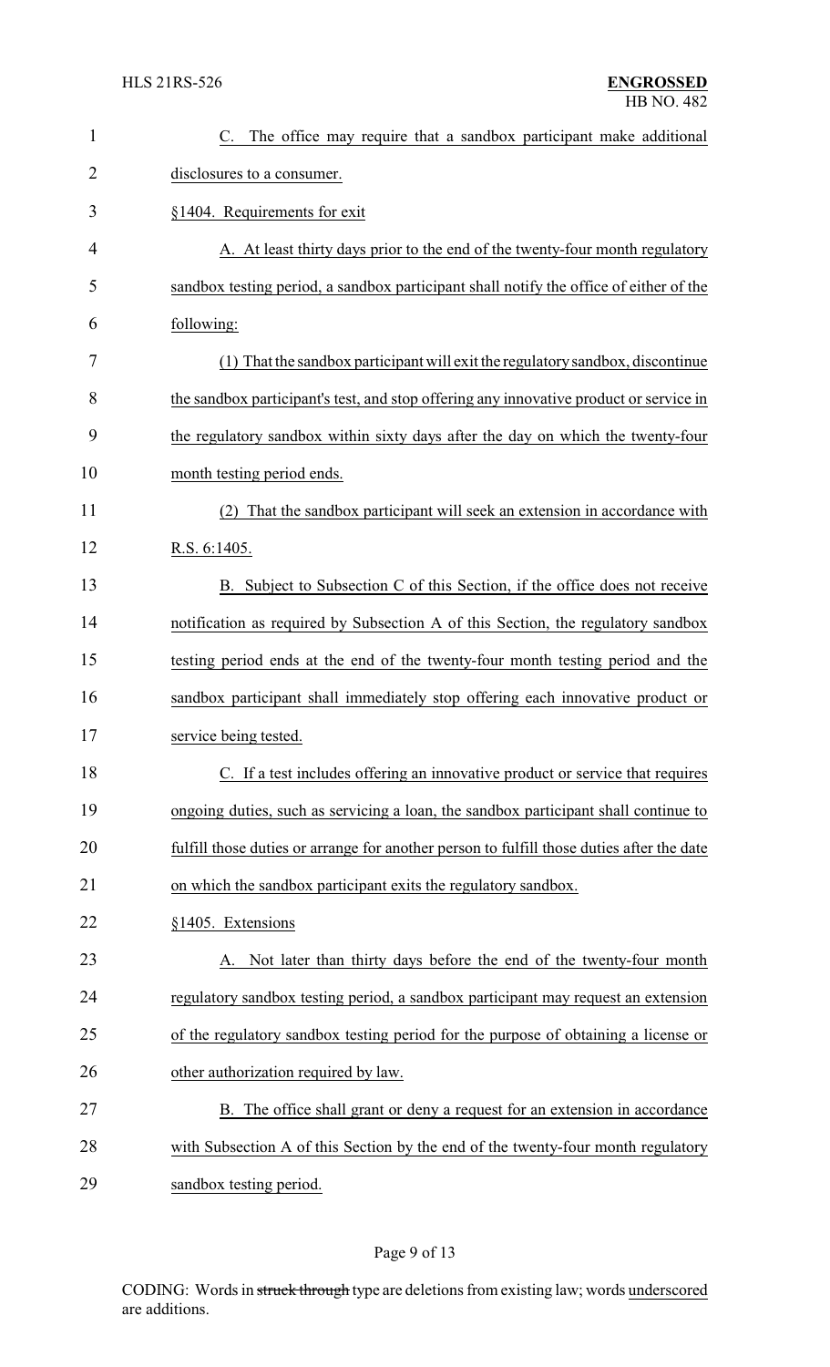C. The office may require that a sandbox participant make additional disclosures to a consumer.

§1404. Requirements for exit

A. At least thirty days prior to the end of the twenty-four month regulatory sandbox testing period, a sandbox participant shall notify the office of either of the following:

(1) That the sandbox participant will exit the regulatory sandbox, discontinue the sandbox participant's test, and stop offering any innovative product or service in the regulatory sandbox within sixty days after the day on which the twenty-four month testing period ends.

(2) That the sandbox participant will seek an extension in accordance with R.S. 6:1405.

B. Subject to Subsection C of this Section, if the office does not receive notification as required by Subsection A of this Section, the regulatory sandbox testing period ends at the end of the twenty-four month testing period and the sandbox participant shall immediately stop offering each innovative product or service being tested.

C. If a test includes offering an innovative product or service that requires ongoing duties, such as servicing a loan, the sandbox participant shall continue to fulfill those duties or arrange for another person to fulfill those duties after the date on which the sandbox participant exits the regulatory sandbox.

§1405. Extensions

A. Not later than thirty days before the end of the twenty-four month regulatory sandbox testing period, a sandbox participant may request an extension of the regulatory sandbox testing period for the purpose of obtaining a license or other authorization required by law.

B. The office shall grant or deny a request for an extension in accordance with Subsection A of this Section by the end of the twenty-four month regulatory sandbox testing period.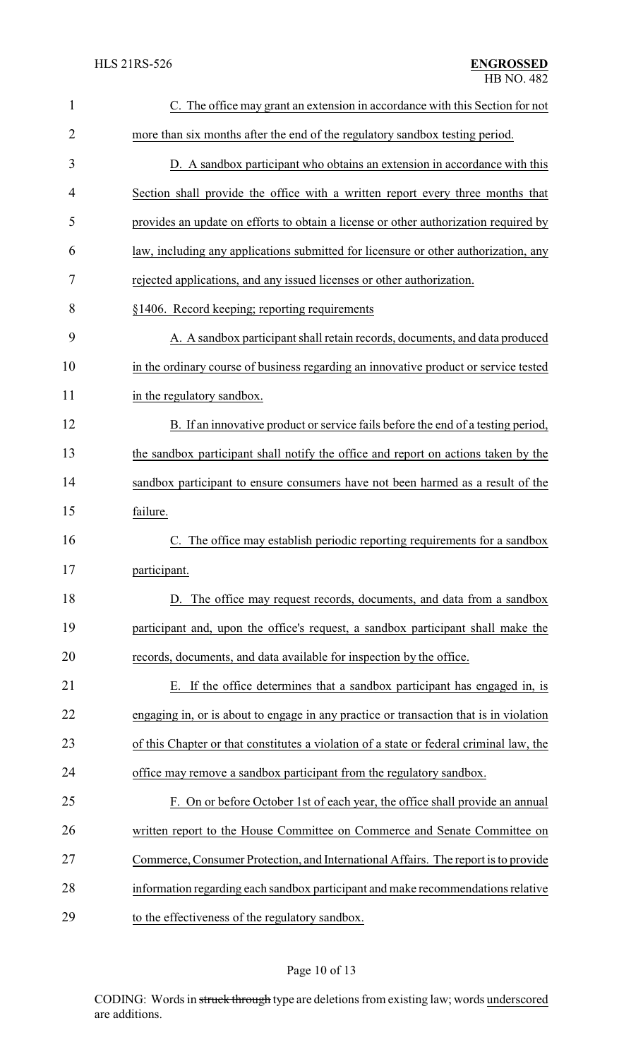C. The office may grant an extension in accordance with this Section for not more than six months after the end of the regulatory sandbox testing period.

D. A sandbox participant who obtains an extension in accordance with this Section shall provide the office with a written report every three months that provides an update on efforts to obtain a license or other authorization required by law, including any applications submitted for licensure or other authorization, any rejected applications, and any issued licenses or other authorization.

§1406. Record keeping; reporting requirements

A. A sandbox participant shall retain records, documents, and data produced in the ordinary course of business regarding an innovative product or service tested in the regulatory sandbox.

B. If an innovative product or service fails before the end of a testing period, the sandbox participant shall notify the office and report on actions taken by the sandbox participant to ensure consumers have not been harmed as a result of the failure.

C. The office may establish periodic reporting requirements for a sandbox participant.

D. The office may request records, documents, and data from a sandbox participant and, upon the office's request, a sandbox participant shall make the records, documents, and data available for inspection by the office.

E. If the office determines that a sandbox participant has engaged in, is engaging in, or is about to engage in any practice or transaction that is in violation of this Chapter or that constitutes a violation of a state or federal criminal law, the office may remove a sandbox participant from the regulatory sandbox.

F. On or before October 1st of each year, the office shall provide an annual written report to the House Committee on Commerce and Senate Committee on Commerce, Consumer Protection, and International Affairs. The report is to provide information regarding each sandbox participant and make recommendations relative to the effectiveness of the regulatory sandbox.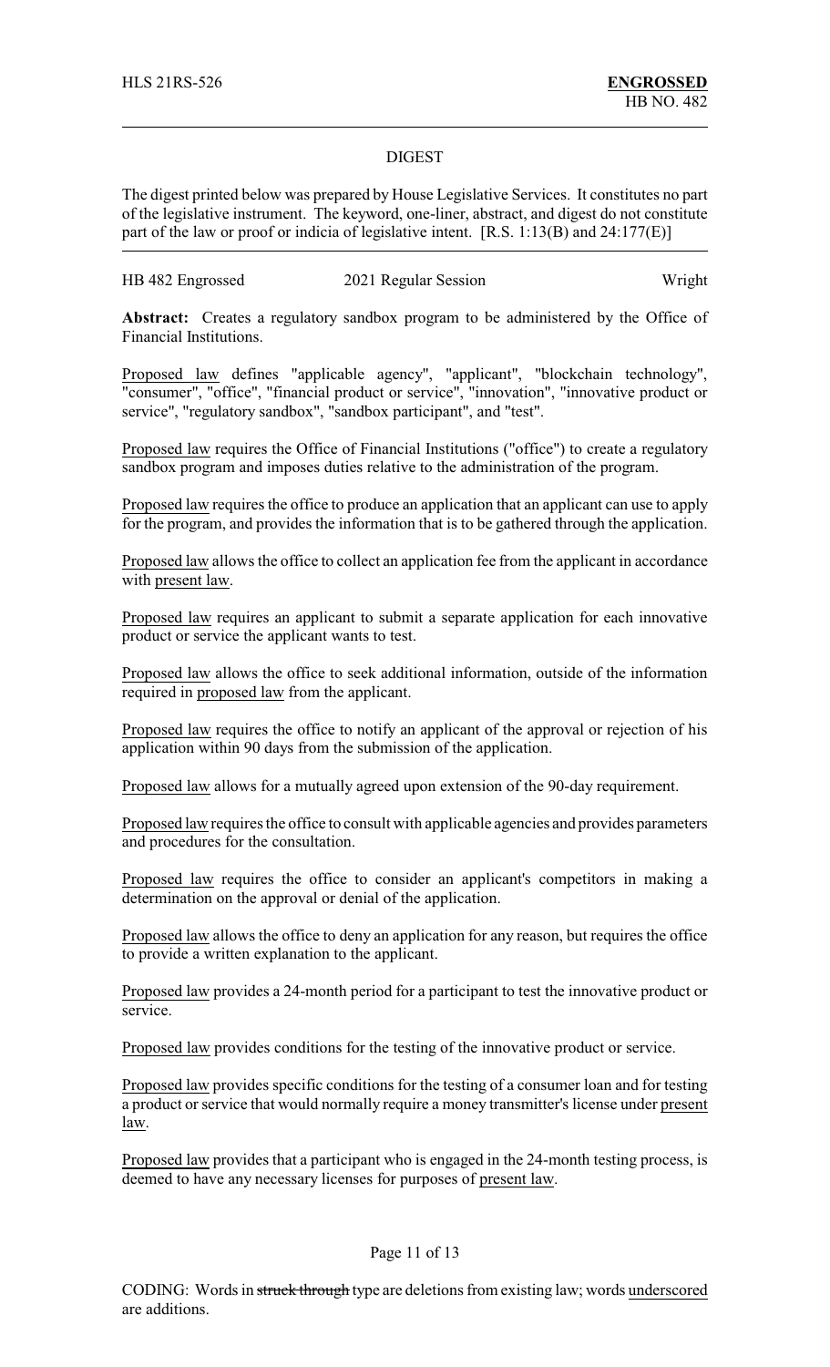HLS 21RS-526 **ENGROSSED**
HB NO. 482

## DIGEST

The digest printed below was prepared by House Legislative Services. It constitutes no part of the legislative instrument. The keyword, one-liner, abstract, and digest do not constitute part of the law or proof or indicia of legislative intent. [R.S. 1:13(B) and 24:177(E)]

HB 482 Engrossed — 2021 Regular Session — Wright

**Abstract:** Creates a regulatory sandbox program to be administered by the Office of Financial Institutions.

Proposed law defines "applicable agency", "applicant", "blockchain technology", "consumer", "office", "financial product or service", "innovation", "innovative product or service", "regulatory sandbox", "sandbox participant", and "test".

Proposed law requires the Office of Financial Institutions ("office") to create a regulatory sandbox program and imposes duties relative to the administration of the program.

Proposed law requires the office to produce an application that an applicant can use to apply for the program, and provides the information that is to be gathered through the application.

Proposed law allows the office to collect an application fee from the applicant in accordance with present law.

Proposed law requires an applicant to submit a separate application for each innovative product or service the applicant wants to test.

Proposed law allows the office to seek additional information, outside of the information required in proposed law from the applicant.

Proposed law requires the office to notify an applicant of the approval or rejection of his application within 90 days from the submission of the application.

Proposed law allows for a mutually agreed upon extension of the 90-day requirement.

Proposed law requires the office to consult with applicable agencies and provides parameters and procedures for the consultation.

Proposed law requires the office to consider an applicant's competitors in making a determination on the approval or denial of the application.

Proposed law allows the office to deny an application for any reason, but requires the office to provide a written explanation to the applicant.

Proposed law provides a 24-month period for a participant to test the innovative product or service.

Proposed law provides conditions for the testing of the innovative product or service.

Proposed law provides specific conditions for the testing of a consumer loan and for testing a product or service that would normally require a money transmitter's license under present law.

Proposed law provides that a participant who is engaged in the 24-month testing process, is deemed to have any necessary licenses for purposes of present law.

CODING: Words in ~~struck through~~ type are deletions from existing law; words underscored are additions.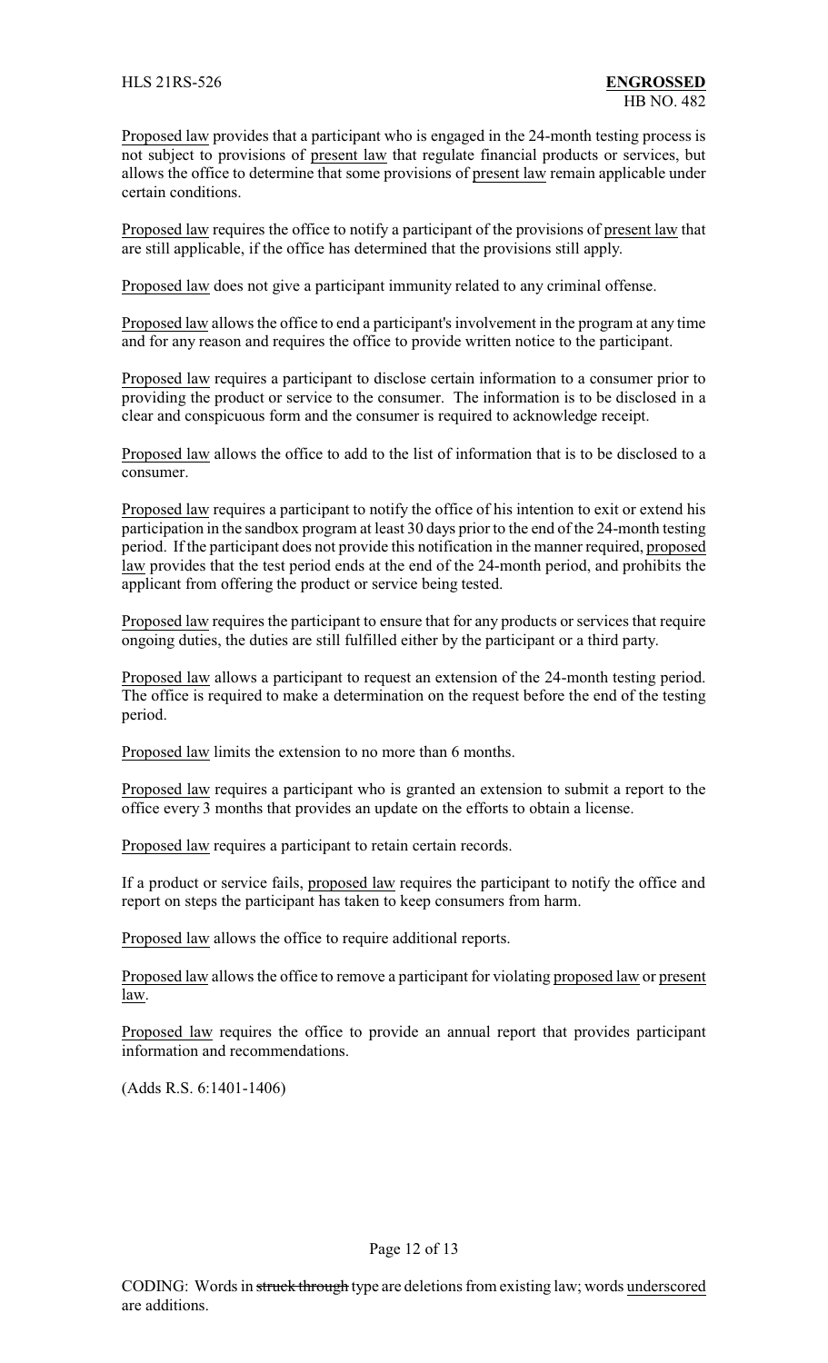Proposed law provides that a participant who is engaged in the 24-month testing process is not subject to provisions of present law that regulate financial products or services, but allows the office to determine that some provisions of present law remain applicable under certain conditions.

Proposed law requires the office to notify a participant of the provisions of present law that are still applicable, if the office has determined that the provisions still apply.

Proposed law does not give a participant immunity related to any criminal offense.

Proposed law allows the office to end a participant's involvement in the program at any time and for any reason and requires the office to provide written notice to the participant.

Proposed law requires a participant to disclose certain information to a consumer prior to providing the product or service to the consumer. The information is to be disclosed in a clear and conspicuous form and the consumer is required to acknowledge receipt.

Proposed law allows the office to add to the list of information that is to be disclosed to a consumer.

Proposed law requires a participant to notify the office of his intention to exit or extend his participation in the sandbox program at least 30 days prior to the end of the 24-month testing period. If the participant does not provide this notification in the manner required, proposed law provides that the test period ends at the end of the 24-month period, and prohibits the applicant from offering the product or service being tested.

Proposed law requires the participant to ensure that for any products or services that require ongoing duties, the duties are still fulfilled either by the participant or a third party.

Proposed law allows a participant to request an extension of the 24-month testing period. The office is required to make a determination on the request before the end of the testing period.

Proposed law limits the extension to no more than 6 months.

Proposed law requires a participant who is granted an extension to submit a report to the office every 3 months that provides an update on the efforts to obtain a license.

Proposed law requires a participant to retain certain records.

If a product or service fails, proposed law requires the participant to notify the office and report on steps the participant has taken to keep consumers from harm.

Proposed law allows the office to require additional reports.

Proposed law allows the office to remove a participant for violating proposed law or present law.

Proposed law requires the office to provide an annual report that provides participant information and recommendations.

(Adds R.S. 6:1401-1406)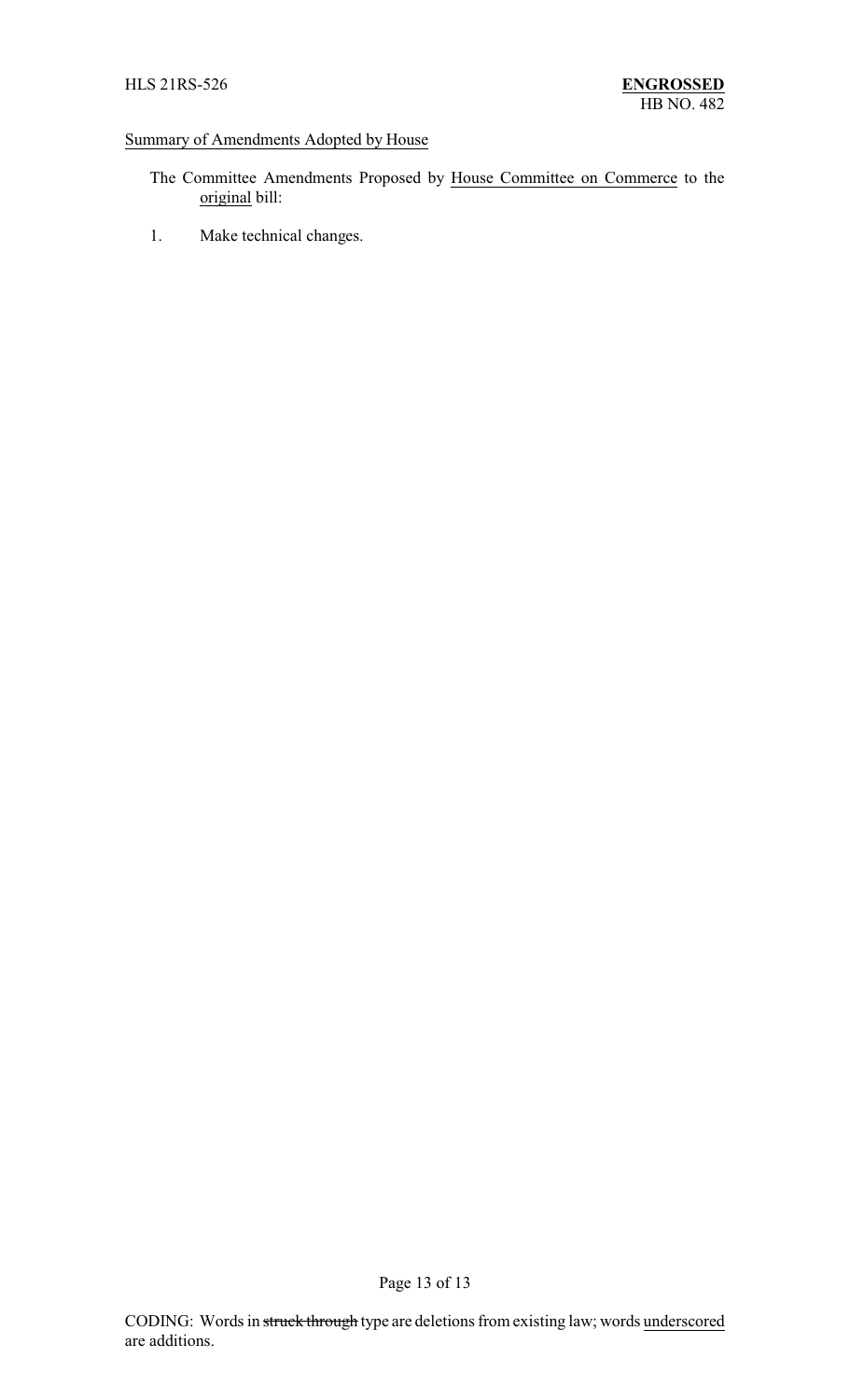Summary of Amendments Adopted by House

The Committee Amendments Proposed by House Committee on Commerce to the original bill:

1. Make technical changes.

CODING: Words in ~~struck through~~ type are deletions from existing law; words underscored are additions.